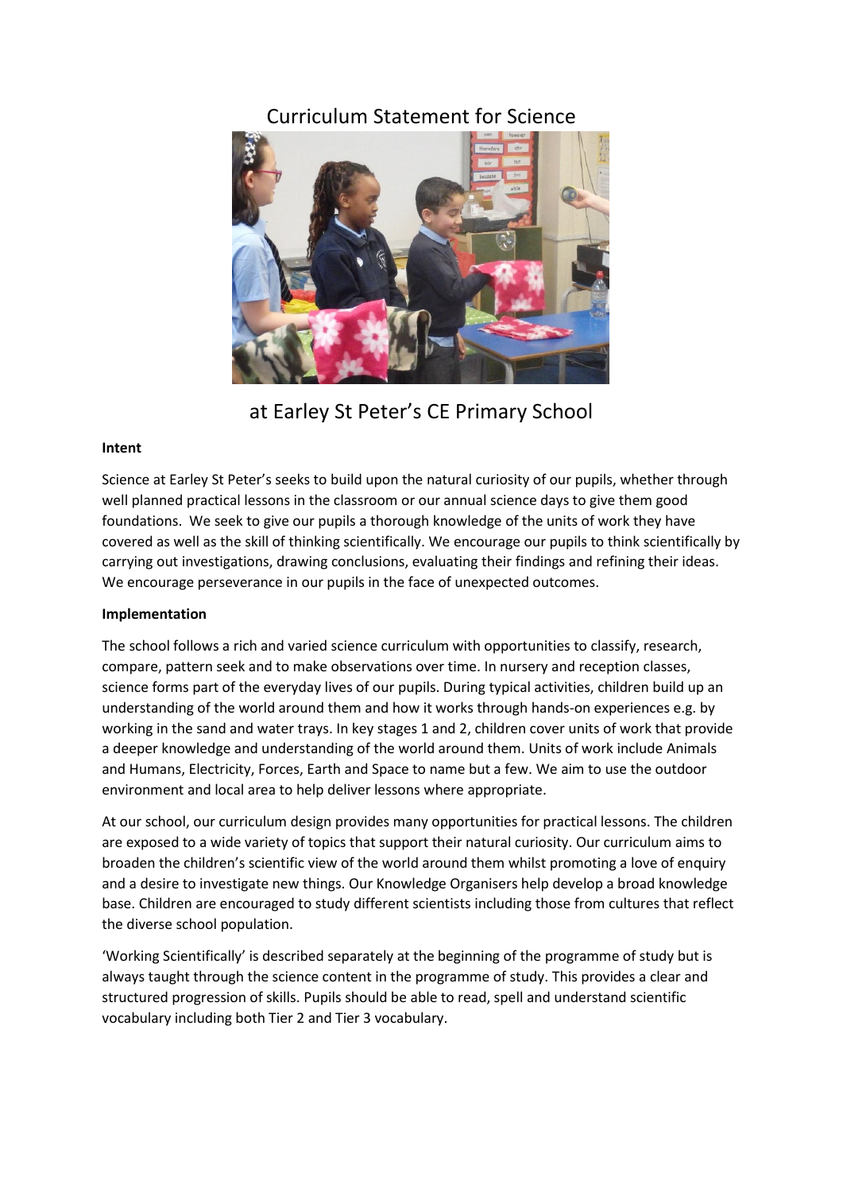# Curriculum Statement for Science

## at Earley St Peter's CE Primary School

**Intent**

Science at Earley St Peter's seeks to build upon the natural curiosity of our pupils, whether through well planned practical lessons in the classroom or our annual science days to give them good foundations. We seek to give our pupils a thorough knowledge of the units of work they have covered as well as the skill of thinking scientifically. We encourage our pupils to think scientifically by carrying out investigations, drawing conclusions, evaluating their findings and refining their ideas. We encourage perseverance in our pupils in the face of unexpected outcomes.

**Implementation**

The school follows a rich and varied science curriculum with opportunities to classify, research, compare, pattern seek and to make observations over time. In nursery and reception classes, science forms part of the everyday lives of our pupils. During typical activities, children build up an understanding of the world around them and how it works through hands-on experiences e.g. by working in the sand and water trays. In key stages 1 and 2, children cover units of work that provide a deeper knowledge and understanding of the world around them. Units of work include Animals and Humans, Electricity, Forces, Earth and Space to name but a few. We aim to use the outdoor environment and local area to help deliver lessons where appropriate.

At our school, our curriculum design provides many opportunities for practical lessons. The children are exposed to a wide variety of topics that support their natural curiosity. Our curriculum aims to broaden the children's scientific view of the world around them whilst promoting a love of enquiry and a desire to investigate new things. Our Knowledge Organisers help develop a broad knowledge base. Children are encouraged to study different scientists including those from cultures that reflect the diverse school population.

'Working Scientifically' is described separately at the beginning of the programme of study but is always taught through the science content in the programme of study. This provides a clear and structured progression of skills. Pupils should be able to read, spell and understand scientific vocabulary including both Tier 2 and Tier 3 vocabulary.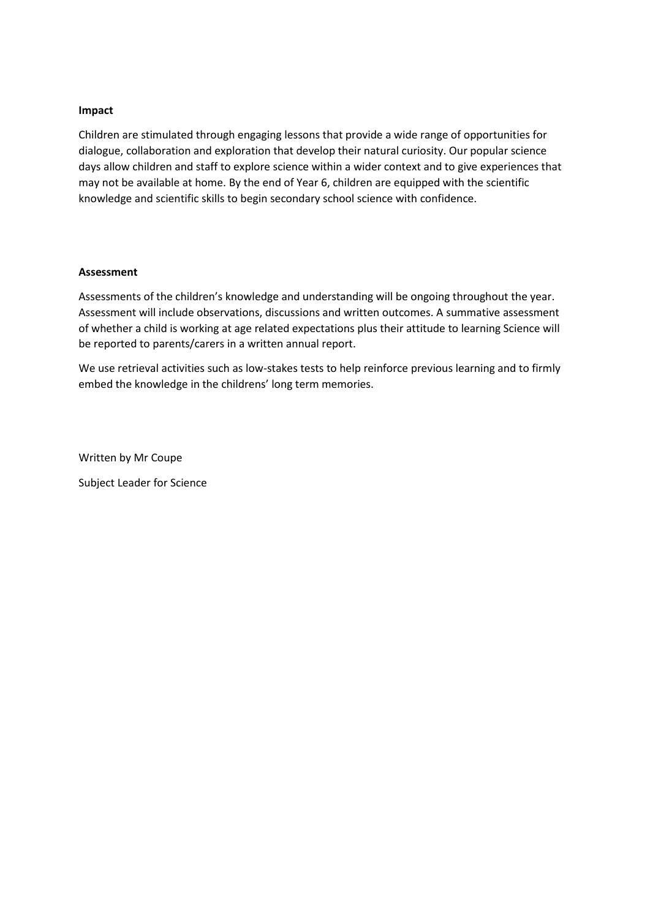**Impact**

Children are stimulated through engaging lessons that provide a wide range of opportunities for dialogue, collaboration and exploration that develop their natural curiosity. Our popular science days allow children and staff to explore science within a wider context and to give experiences that may not be available at home. By the end of Year 6, children are equipped with the scientific knowledge and scientific skills to begin secondary school science with confidence.

**Assessment**

Assessments of the children's knowledge and understanding will be ongoing throughout the year. Assessment will include observations, discussions and written outcomes. A summative assessment of whether a child is working at age related expectations plus their attitude to learning Science will be reported to parents/carers in a written annual report.

We use retrieval activities such as low-stakes tests to help reinforce previous learning and to firmly embed the knowledge in the childrens' long term memories.

Written by Mr Coupe

Subject Leader for Science